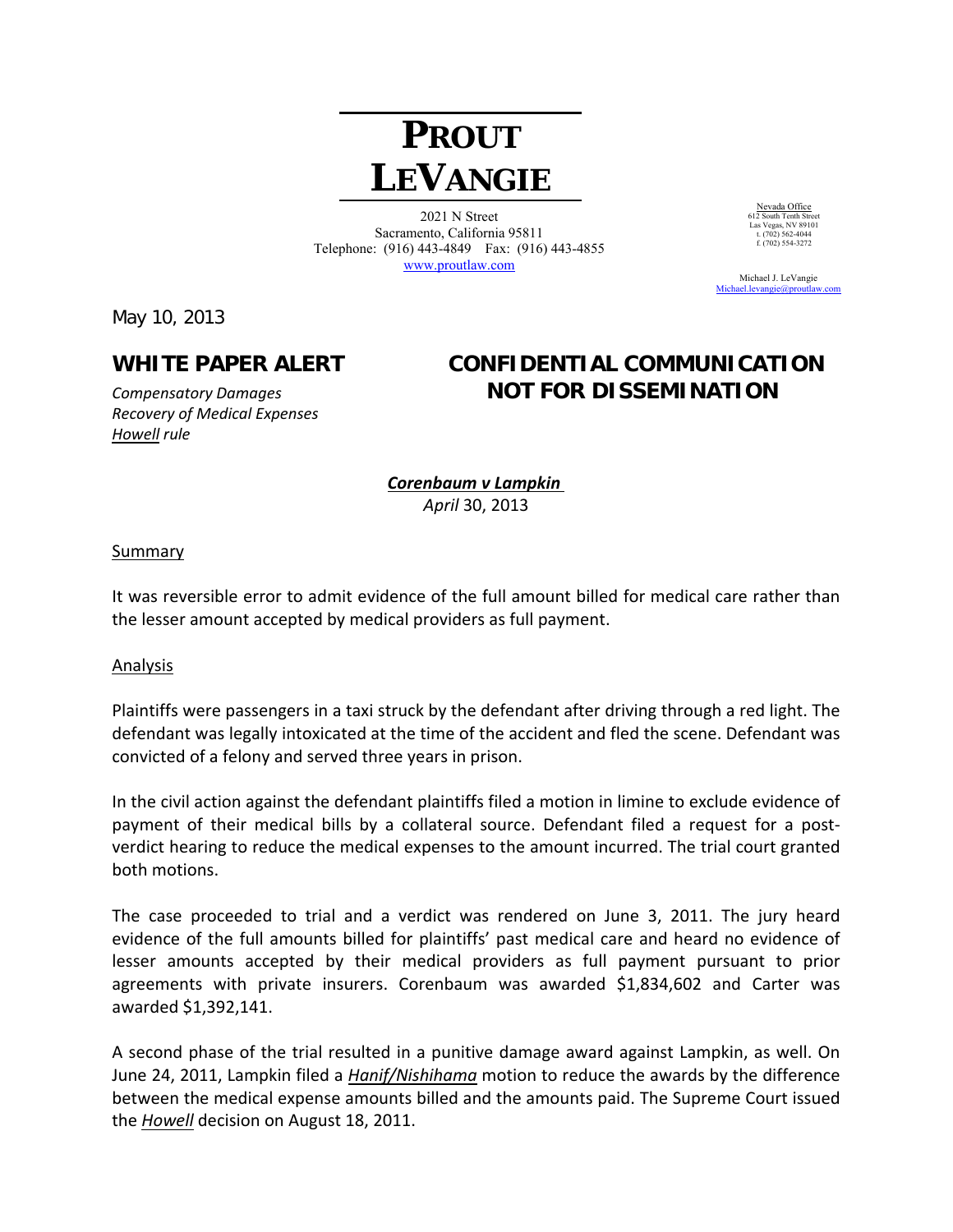# PROUT LEVANGIE

2021 N Street
Sacramento, California 95811
Telephone: (916) 443-4849 Fax: (916) 443-4855
www.proutlaw.com

Nevada Office
612 South Tenth Street
Las Vegas, NV 89101
t. (702) 562-4044
f. (702) 554-3272

Michael J. LeVangie
Michael.levangie@proutlaw.com

May 10, 2013

**WHITE PAPER ALERT**

*Compensatory Damages*
*Recovery of Medical Expenses*
*Howell rule*

**CONFIDENTIAL COMMUNICATION NOT FOR DISSEMINATION**

***Corenbaum v Lampkin***
*April* 30, 2013

Summary

It was reversible error to admit evidence of the full amount billed for medical care rather than the lesser amount accepted by medical providers as full payment.

Analysis

Plaintiffs were passengers in a taxi struck by the defendant after driving through a red light. The defendant was legally intoxicated at the time of the accident and fled the scene. Defendant was convicted of a felony and served three years in prison.

In the civil action against the defendant plaintiffs filed a motion in limine to exclude evidence of payment of their medical bills by a collateral source. Defendant filed a request for a post-verdict hearing to reduce the medical expenses to the amount incurred. The trial court granted both motions.

The case proceeded to trial and a verdict was rendered on June 3, 2011. The jury heard evidence of the full amounts billed for plaintiffs' past medical care and heard no evidence of lesser amounts accepted by their medical providers as full payment pursuant to prior agreements with private insurers. Corenbaum was awarded $1,834,602 and Carter was awarded $1,392,141.

A second phase of the trial resulted in a punitive damage award against Lampkin, as well. On June 24, 2011, Lampkin filed a *Hanif/Nishihama* motion to reduce the awards by the difference between the medical expense amounts billed and the amounts paid. The Supreme Court issued the *Howell* decision on August 18, 2011.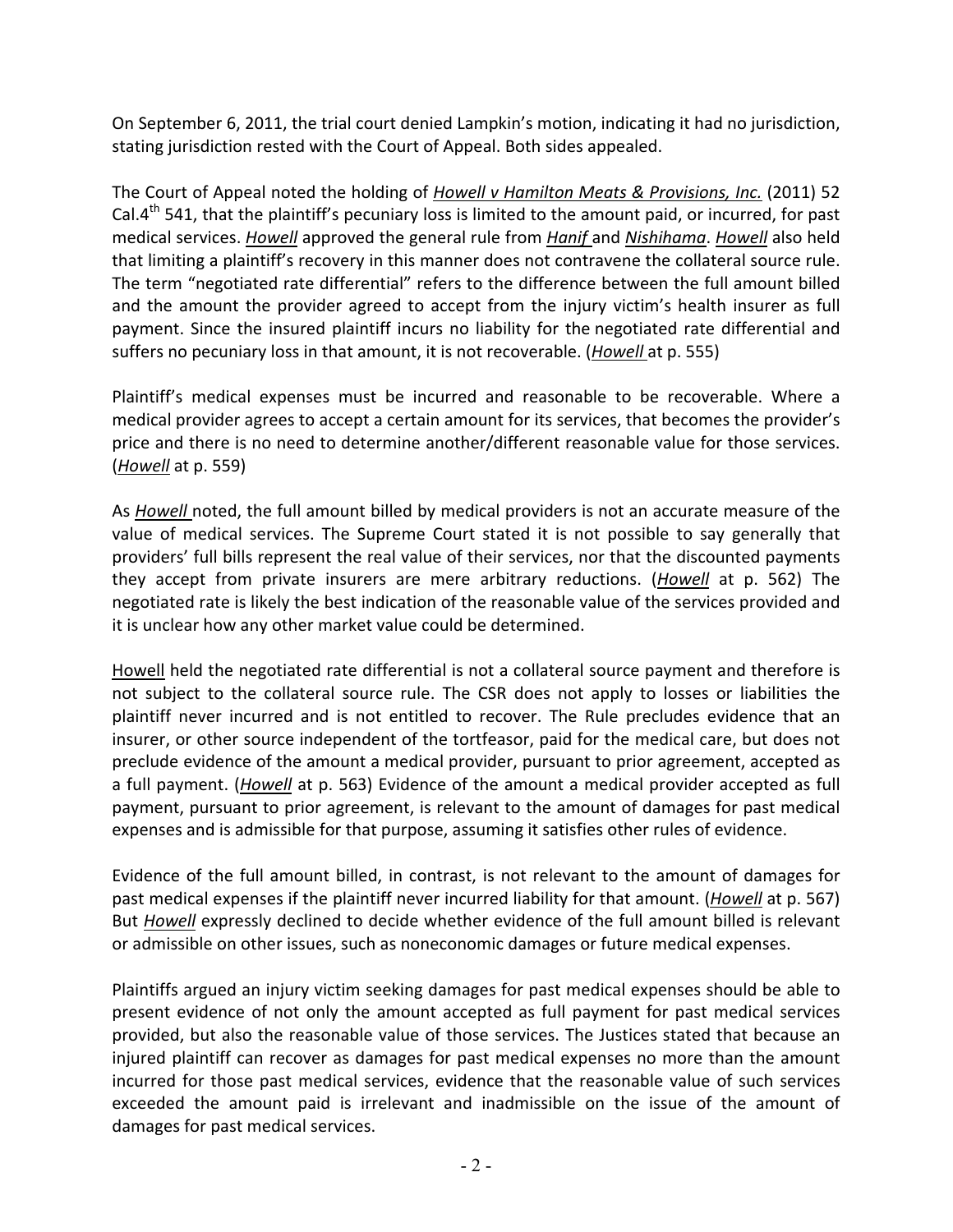On September 6, 2011, the trial court denied Lampkin's motion, indicating it had no jurisdiction, stating jurisdiction rested with the Court of Appeal. Both sides appealed.

The Court of Appeal noted the holding of *Howell v Hamilton Meats & Provisions, Inc.* (2011) 52 Cal.4[th] 541, that the plaintiff's pecuniary loss is limited to the amount paid, or incurred, for past medical services. *Howell* approved the general rule from *Hanif* and *Nishihama*. *Howell* also held that limiting a plaintiff's recovery in this manner does not contravene the collateral source rule. The term "negotiated rate differential" refers to the difference between the full amount billed and the amount the provider agreed to accept from the injury victim's health insurer as full payment. Since the insured plaintiff incurs no liability for the negotiated rate differential and suffers no pecuniary loss in that amount, it is not recoverable. (*Howell* at p. 555)

Plaintiff's medical expenses must be incurred and reasonable to be recoverable. Where a medical provider agrees to accept a certain amount for its services, that becomes the provider's price and there is no need to determine another/different reasonable value for those services. (*Howell* at p. 559)

As *Howell* noted, the full amount billed by medical providers is not an accurate measure of the value of medical services. The Supreme Court stated it is not possible to say generally that providers' full bills represent the real value of their services, nor that the discounted payments they accept from private insurers are mere arbitrary reductions. (*Howell* at p. 562) The negotiated rate is likely the best indication of the reasonable value of the services provided and it is unclear how any other market value could be determined.

Howell held the negotiated rate differential is not a collateral source payment and therefore is not subject to the collateral source rule. The CSR does not apply to losses or liabilities the plaintiff never incurred and is not entitled to recover. The Rule precludes evidence that an insurer, or other source independent of the tortfeasor, paid for the medical care, but does not preclude evidence of the amount a medical provider, pursuant to prior agreement, accepted as a full payment. (*Howell* at p. 563) Evidence of the amount a medical provider accepted as full payment, pursuant to prior agreement, is relevant to the amount of damages for past medical expenses and is admissible for that purpose, assuming it satisfies other rules of evidence.

Evidence of the full amount billed, in contrast, is not relevant to the amount of damages for past medical expenses if the plaintiff never incurred liability for that amount. (*Howell* at p. 567) But *Howell* expressly declined to decide whether evidence of the full amount billed is relevant or admissible on other issues, such as noneconomic damages or future medical expenses.

Plaintiffs argued an injury victim seeking damages for past medical expenses should be able to present evidence of not only the amount accepted as full payment for past medical services provided, but also the reasonable value of those services. The Justices stated that because an injured plaintiff can recover as damages for past medical expenses no more than the amount incurred for those past medical services, evidence that the reasonable value of such services exceeded the amount paid is irrelevant and inadmissible on the issue of the amount of damages for past medical services.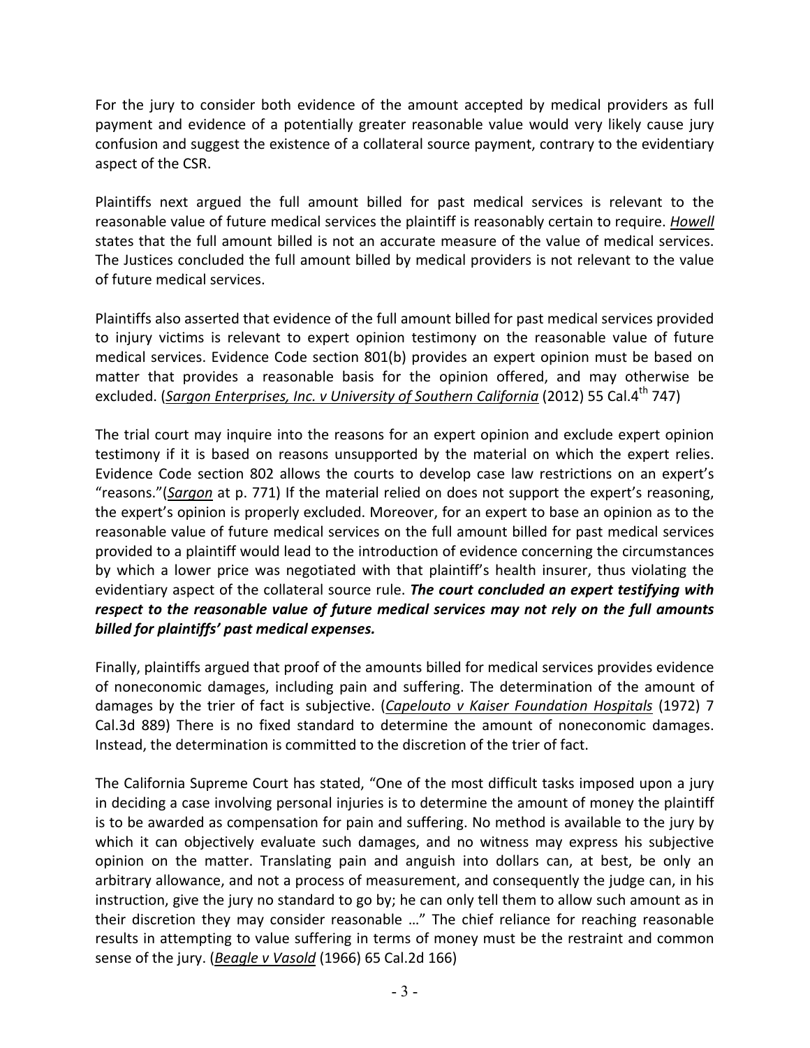For the jury to consider both evidence of the amount accepted by medical providers as full payment and evidence of a potentially greater reasonable value would very likely cause jury confusion and suggest the existence of a collateral source payment, contrary to the evidentiary aspect of the CSR.

Plaintiffs next argued the full amount billed for past medical services is relevant to the reasonable value of future medical services the plaintiff is reasonably certain to require. *Howell* states that the full amount billed is not an accurate measure of the value of medical services. The Justices concluded the full amount billed by medical providers is not relevant to the value of future medical services.

Plaintiffs also asserted that evidence of the full amount billed for past medical services provided to injury victims is relevant to expert opinion testimony on the reasonable value of future medical services. Evidence Code section 801(b) provides an expert opinion must be based on matter that provides a reasonable basis for the opinion offered, and may otherwise be excluded. (*Sargon Enterprises, Inc. v University of Southern California* (2012) 55 Cal.4th 747)

The trial court may inquire into the reasons for an expert opinion and exclude expert opinion testimony if it is based on reasons unsupported by the material on which the expert relies. Evidence Code section 802 allows the courts to develop case law restrictions on an expert's "reasons."(*Sargon* at p. 771) If the material relied on does not support the expert's reasoning, the expert's opinion is properly excluded. Moreover, for an expert to base an opinion as to the reasonable value of future medical services on the full amount billed for past medical services provided to a plaintiff would lead to the introduction of evidence concerning the circumstances by which a lower price was negotiated with that plaintiff's health insurer, thus violating the evidentiary aspect of the collateral source rule. ***The court concluded an expert testifying with respect to the reasonable value of future medical services may not rely on the full amounts billed for plaintiffs' past medical expenses.***

Finally, plaintiffs argued that proof of the amounts billed for medical services provides evidence of noneconomic damages, including pain and suffering. The determination of the amount of damages by the trier of fact is subjective. (*Capelouto v Kaiser Foundation Hospitals* (1972) 7 Cal.3d 889) There is no fixed standard to determine the amount of noneconomic damages. Instead, the determination is committed to the discretion of the trier of fact.

The California Supreme Court has stated, "One of the most difficult tasks imposed upon a jury in deciding a case involving personal injuries is to determine the amount of money the plaintiff is to be awarded as compensation for pain and suffering. No method is available to the jury by which it can objectively evaluate such damages, and no witness may express his subjective opinion on the matter. Translating pain and anguish into dollars can, at best, be only an arbitrary allowance, and not a process of measurement, and consequently the judge can, in his instruction, give the jury no standard to go by; he can only tell them to allow such amount as in their discretion they may consider reasonable …" The chief reliance for reaching reasonable results in attempting to value suffering in terms of money must be the restraint and common sense of the jury. (*Beagle v Vasold* (1966) 65 Cal.2d 166)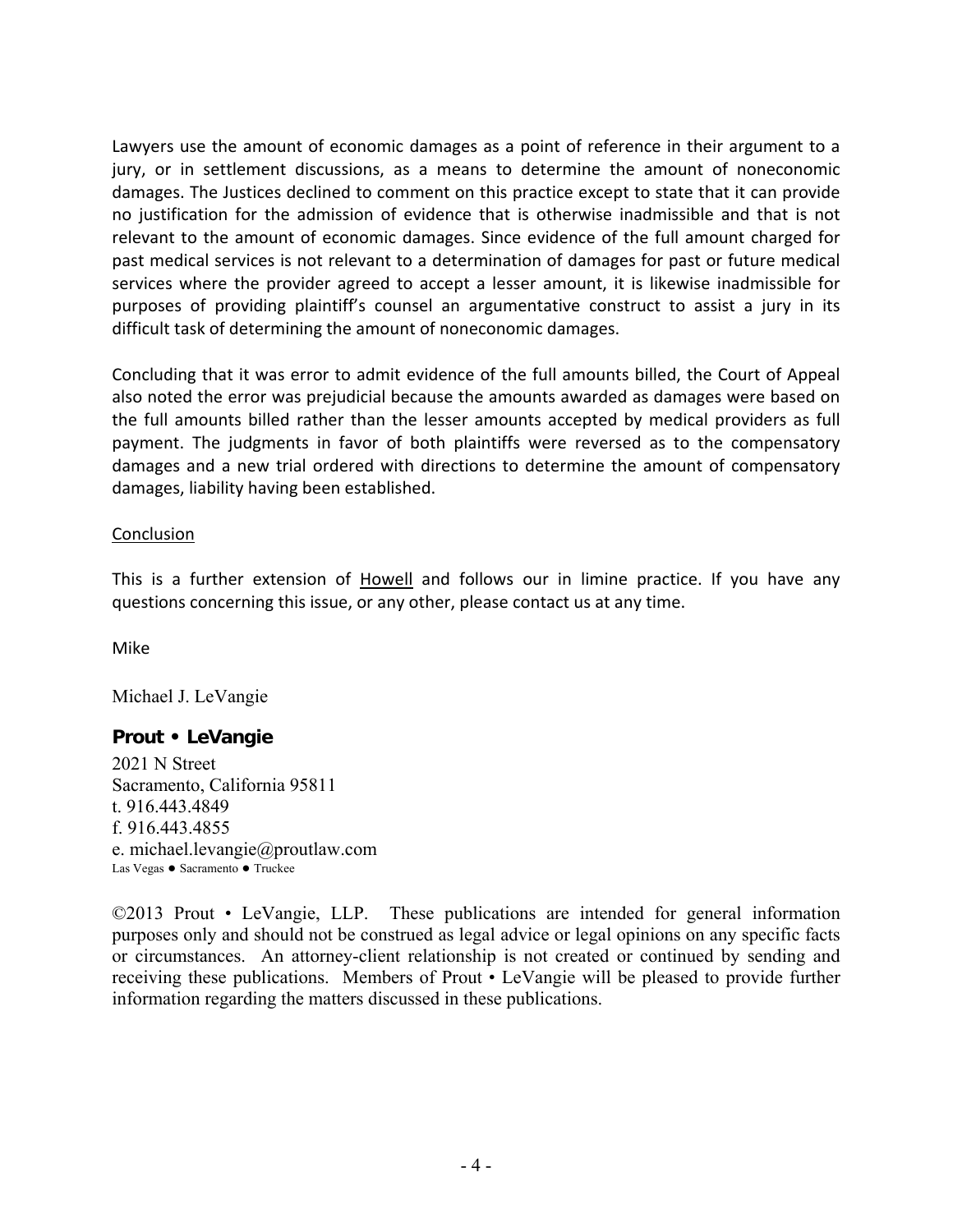Lawyers use the amount of economic damages as a point of reference in their argument to a jury, or in settlement discussions, as a means to determine the amount of noneconomic damages. The Justices declined to comment on this practice except to state that it can provide no justification for the admission of evidence that is otherwise inadmissible and that is not relevant to the amount of economic damages. Since evidence of the full amount charged for past medical services is not relevant to a determination of damages for past or future medical services where the provider agreed to accept a lesser amount, it is likewise inadmissible for purposes of providing plaintiff's counsel an argumentative construct to assist a jury in its difficult task of determining the amount of noneconomic damages.

Concluding that it was error to admit evidence of the full amounts billed, the Court of Appeal also noted the error was prejudicial because the amounts awarded as damages were based on the full amounts billed rather than the lesser amounts accepted by medical providers as full payment. The judgments in favor of both plaintiffs were reversed as to the compensatory damages and a new trial ordered with directions to determine the amount of compensatory damages, liability having been established.

Conclusion

This is a further extension of Howell and follows our in limine practice. If you have any questions concerning this issue, or any other, please contact us at any time.

Mike

Michael J. LeVangie

**Prout • LeVangie**

2021 N Street
Sacramento, California 95811
t. 916.443.4849
f. 916.443.4855
e. michael.levangie@proutlaw.com
Las Vegas ● Sacramento ● Truckee

©2013 Prout • LeVangie, LLP. These publications are intended for general information purposes only and should not be construed as legal advice or legal opinions on any specific facts or circumstances. An attorney-client relationship is not created or continued by sending and receiving these publications. Members of Prout • LeVangie will be pleased to provide further information regarding the matters discussed in these publications.